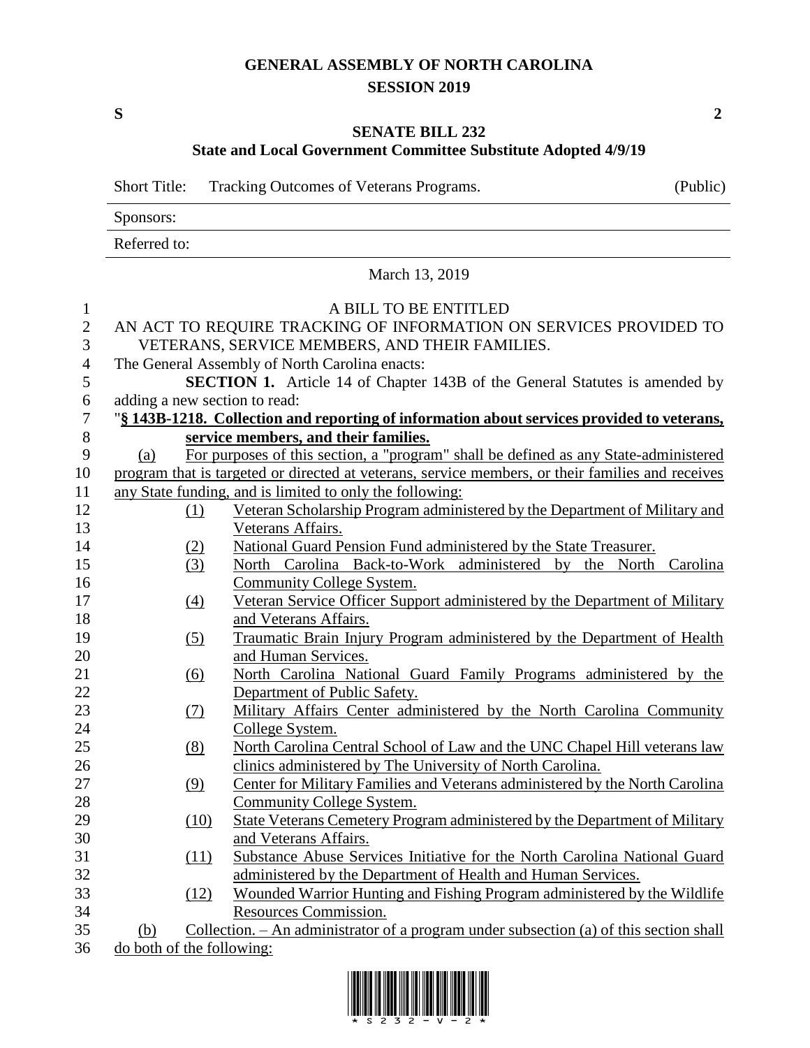# GENERAL ASSEMBLY OF NORTH CAROLINA
## SESSION 2019

**S** **2**

### SENATE BILL 232
### State and Local Government Committee Substitute Adopted 4/9/19

Short Title: Tracking Outcomes of Veterans Programs. (Public)

Sponsors:

Referred to:

March 13, 2019

A BILL TO BE ENTITLED

AN ACT TO REQUIRE TRACKING OF INFORMATION ON SERVICES PROVIDED TO VETERANS, SERVICE MEMBERS, AND THEIR FAMILIES.

The General Assembly of North Carolina enacts:

**SECTION 1.** Article 14 of Chapter 143B of the General Statutes is amended by adding a new section to read:

"**§ 143B-1218. Collection and reporting of information about services provided to veterans, service members, and their families.**

(a) For purposes of this section, a "program" shall be defined as any State-administered program that is targeted or directed at veterans, service members, or their families and receives any State funding, and is limited to only the following:

(1) Veteran Scholarship Program administered by the Department of Military and Veterans Affairs.

(2) National Guard Pension Fund administered by the State Treasurer.

(3) North Carolina Back-to-Work administered by the North Carolina Community College System.

(4) Veteran Service Officer Support administered by the Department of Military and Veterans Affairs.

(5) Traumatic Brain Injury Program administered by the Department of Health and Human Services.

(6) North Carolina National Guard Family Programs administered by the Department of Public Safety.

(7) Military Affairs Center administered by the North Carolina Community College System.

(8) North Carolina Central School of Law and the UNC Chapel Hill veterans law clinics administered by The University of North Carolina.

(9) Center for Military Families and Veterans administered by the North Carolina Community College System.

(10) State Veterans Cemetery Program administered by the Department of Military and Veterans Affairs.

(11) Substance Abuse Services Initiative for the North Carolina National Guard administered by the Department of Health and Human Services.

(12) Wounded Warrior Hunting and Fishing Program administered by the Wildlife Resources Commission.

(b) Collection. – An administrator of a program under subsection (a) of this section shall do both of the following: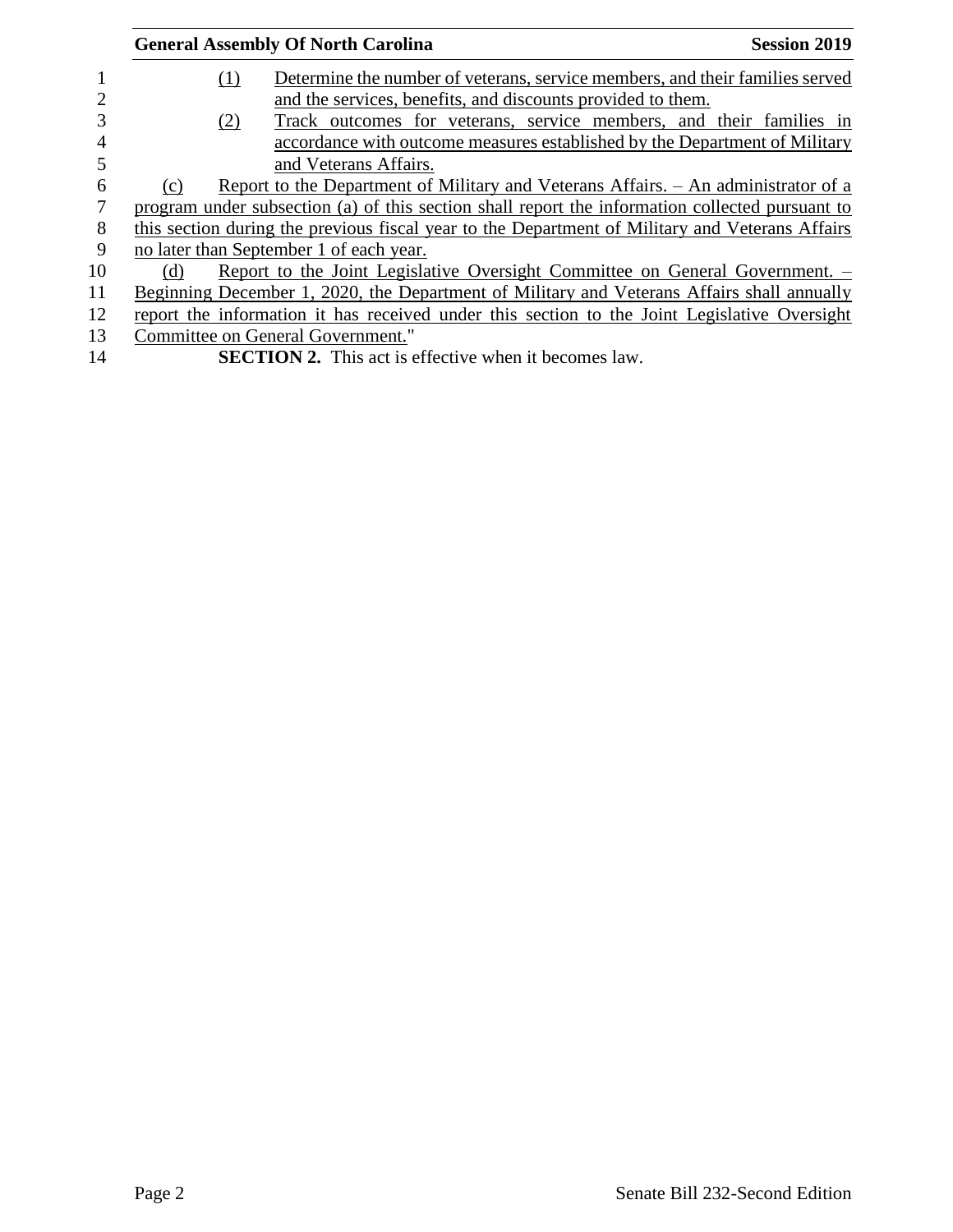(1) Determine the number of veterans, service members, and their families served and the services, benefits, and discounts provided to them.

(2) Track outcomes for veterans, service members, and their families in accordance with outcome measures established by the Department of Military and Veterans Affairs.

(c) Report to the Department of Military and Veterans Affairs. – An administrator of a program under subsection (a) of this section shall report the information collected pursuant to this section during the previous fiscal year to the Department of Military and Veterans Affairs no later than September 1 of each year.

(d) Report to the Joint Legislative Oversight Committee on General Government. – Beginning December 1, 2020, the Department of Military and Veterans Affairs shall annually report the information it has received under this section to the Joint Legislative Oversight Committee on General Government."

**SECTION 2.** This act is effective when it becomes law.